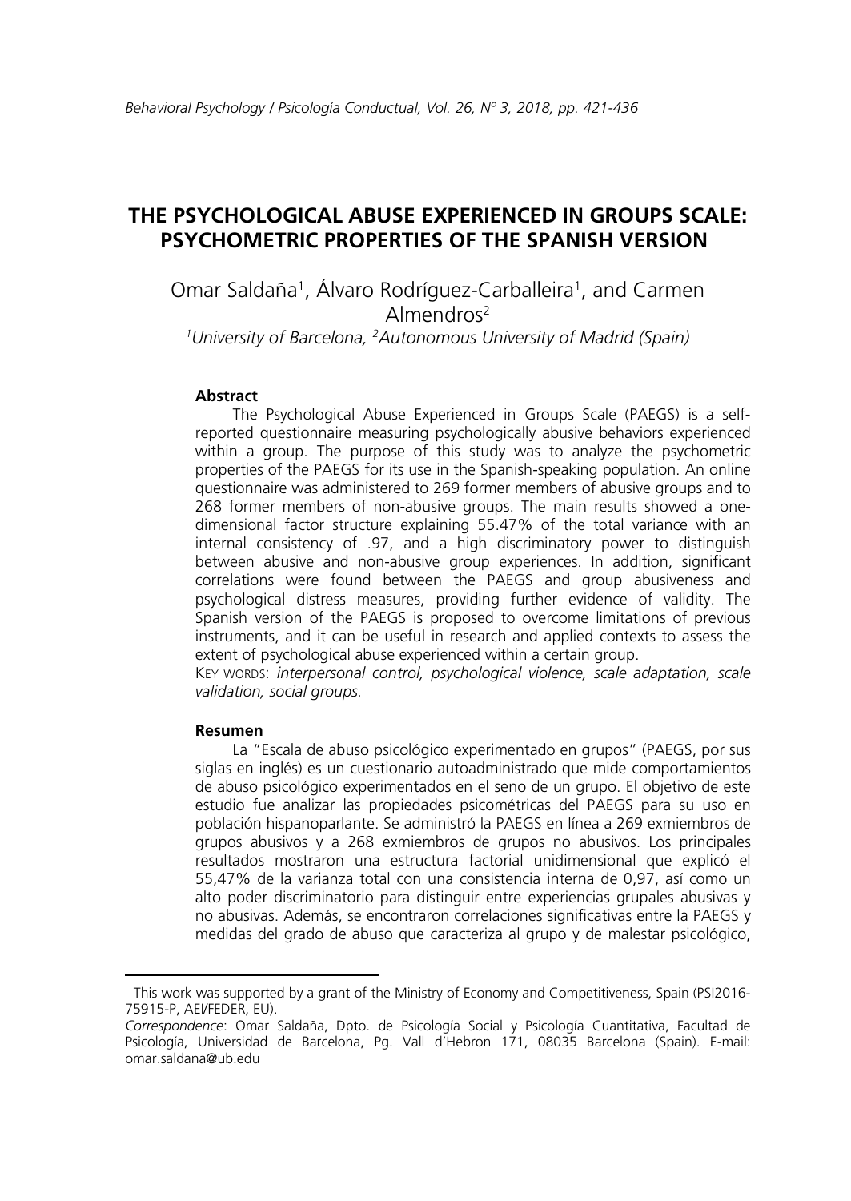# THE PSYCHOLOGICAL ABUSE EXPERIENCED IN GROUPS SCALE: PSYCHOMETRIC PROPERTIES OF THE SPANISH VERSION

Omar Saldaña[1], Álvaro Rodríguez-Carballeira[1], and Carmen Almendros[2]

[1]*University of Barcelona*, [2]*Autonomous University of Madrid (Spain)*

**Abstract**

The Psychological Abuse Experienced in Groups Scale (PAEGS) is a self-reported questionnaire measuring psychologically abusive behaviors experienced within a group. The purpose of this study was to analyze the psychometric properties of the PAEGS for its use in the Spanish-speaking population. An online questionnaire was administered to 269 former members of abusive groups and to 268 former members of non-abusive groups. The main results showed a one-dimensional factor structure explaining 55.47% of the total variance with an internal consistency of .97, and a high discriminatory power to distinguish between abusive and non-abusive group experiences. In addition, significant correlations were found between the PAEGS and group abusiveness and psychological distress measures, providing further evidence of validity. The Spanish version of the PAEGS is proposed to overcome limitations of previous instruments, and it can be useful in research and applied contexts to assess the extent of psychological abuse experienced within a certain group.

KEY WORDS: *interpersonal control, psychological violence, scale adaptation, scale validation, social groups.*

**Resumen**

La "Escala de abuso psicológico experimentado en grupos" (PAEGS, por sus siglas en inglés) es un cuestionario autoadministrado que mide comportamientos de abuso psicológico experimentados en el seno de un grupo. El objetivo de este estudio fue analizar las propiedades psicométricas del PAEGS para su uso en población hispanoparlante. Se administró la PAEGS en línea a 269 exmiembros de grupos abusivos y a 268 exmiembros de grupos no abusivos. Los principales resultados mostraron una estructura factorial unidimensional que explicó el 55,47% de la varianza total con una consistencia interna de 0,97, así como un alto poder discriminatorio para distinguir entre experiencias grupales abusivas y no abusivas. Además, se encontraron correlaciones significativas entre la PAEGS y medidas del grado de abuso que caracteriza al grupo y de malestar psicológico,

---

This work was supported by a grant of the Ministry of Economy and Competitiveness, Spain (PSI2016-75915-P, AEI/FEDER, EU).

*Correspondence*: Omar Saldaña, Dpto. de Psicología Social y Psicología Cuantitativa, Facultad de Psicología, Universidad de Barcelona, Pg. Vall d'Hebron 171, 08035 Barcelona (Spain). E-mail: omar.saldana@ub.edu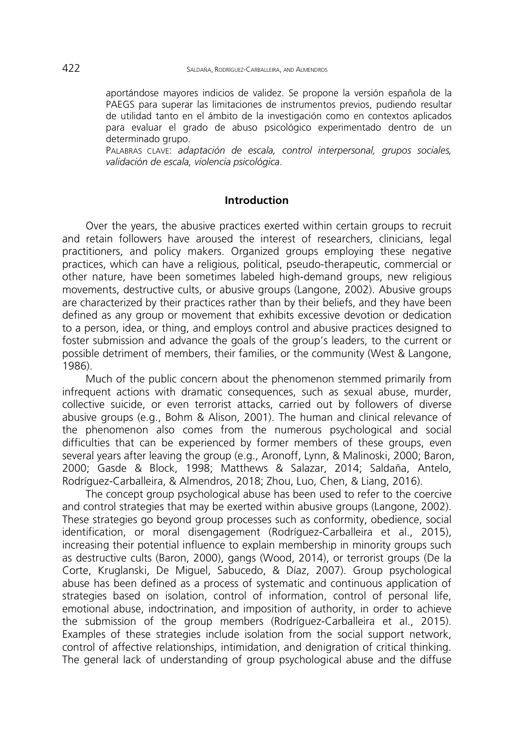aportándose mayores indicios de validez. Se propone la versión española de la PAEGS para superar las limitaciones de instrumentos previos, pudiendo resultar de utilidad tanto en el ámbito de la investigación como en contextos aplicados para evaluar el grado de abuso psicológico experimentado dentro de un determinado grupo.

PALABRAS CLAVE: *adaptación de escala, control interpersonal, grupos sociales, validación de escala, violencia psicológica*.

## Introduction

Over the years, the abusive practices exerted within certain groups to recruit and retain followers have aroused the interest of researchers, clinicians, legal practitioners, and policy makers. Organized groups employing these negative practices, which can have a religious, political, pseudo-therapeutic, commercial or other nature, have been sometimes labeled high-demand groups, new religious movements, destructive cults, or abusive groups (Langone, 2002). Abusive groups are characterized by their practices rather than by their beliefs, and they have been defined as any group or movement that exhibits excessive devotion or dedication to a person, idea, or thing, and employs control and abusive practices designed to foster submission and advance the goals of the group's leaders, to the current or possible detriment of members, their families, or the community (West & Langone, 1986).

Much of the public concern about the phenomenon stemmed primarily from infrequent actions with dramatic consequences, such as sexual abuse, murder, collective suicide, or even terrorist attacks, carried out by followers of diverse abusive groups (e.g., Bohm & Alison, 2001). The human and clinical relevance of the phenomenon also comes from the numerous psychological and social difficulties that can be experienced by former members of these groups, even several years after leaving the group (e.g., Aronoff, Lynn, & Malinoski, 2000; Baron, 2000; Gasde & Block, 1998; Matthews & Salazar, 2014; Saldaña, Antelo, Rodríguez-Carballeira, & Almendros, 2018; Zhou, Luo, Chen, & Liang, 2016).

The concept group psychological abuse has been used to refer to the coercive and control strategies that may be exerted within abusive groups (Langone, 2002). These strategies go beyond group processes such as conformity, obedience, social identification, or moral disengagement (Rodríguez-Carballeira et al., 2015), increasing their potential influence to explain membership in minority groups such as destructive cults (Baron, 2000), gangs (Wood, 2014), or terrorist groups (De la Corte, Kruglanski, De Miguel, Sabucedo, & Díaz, 2007). Group psychological abuse has been defined as a process of systematic and continuous application of strategies based on isolation, control of information, control of personal life, emotional abuse, indoctrination, and imposition of authority, in order to achieve the submission of the group members (Rodríguez-Carballeira et al., 2015). Examples of these strategies include isolation from the social support network, control of affective relationships, intimidation, and denigration of critical thinking. The general lack of understanding of group psychological abuse and the diffuse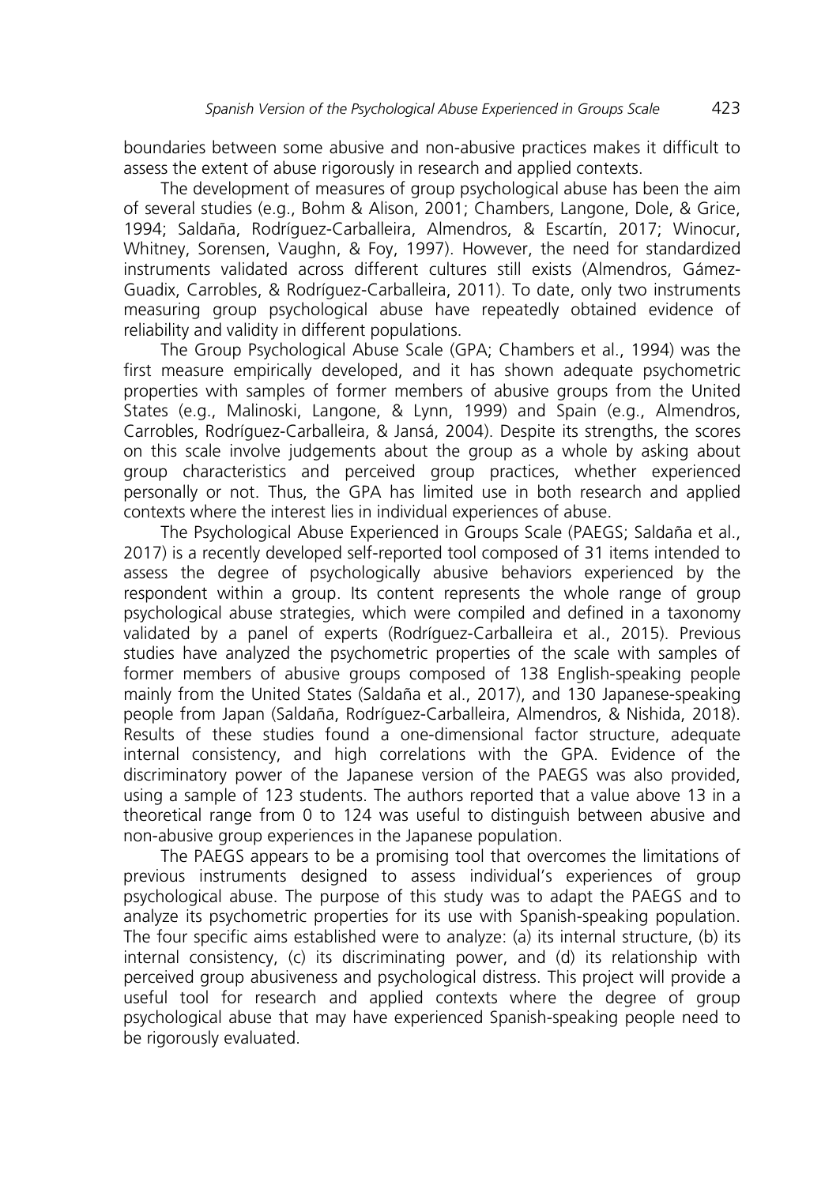boundaries between some abusive and non-abusive practices makes it difficult to assess the extent of abuse rigorously in research and applied contexts.

The development of measures of group psychological abuse has been the aim of several studies (e.g., Bohm & Alison, 2001; Chambers, Langone, Dole, & Grice, 1994; Saldaña, Rodríguez-Carballeira, Almendros, & Escartín, 2017; Winocur, Whitney, Sorensen, Vaughn, & Foy, 1997). However, the need for standardized instruments validated across different cultures still exists (Almendros, Gámez-Guadix, Carrobles, & Rodríguez-Carballeira, 2011). To date, only two instruments measuring group psychological abuse have repeatedly obtained evidence of reliability and validity in different populations.

The Group Psychological Abuse Scale (GPA; Chambers et al., 1994) was the first measure empirically developed, and it has shown adequate psychometric properties with samples of former members of abusive groups from the United States (e.g., Malinoski, Langone, & Lynn, 1999) and Spain (e.g., Almendros, Carrobles, Rodríguez-Carballeira, & Jansá, 2004). Despite its strengths, the scores on this scale involve judgements about the group as a whole by asking about group characteristics and perceived group practices, whether experienced personally or not. Thus, the GPA has limited use in both research and applied contexts where the interest lies in individual experiences of abuse.

The Psychological Abuse Experienced in Groups Scale (PAEGS; Saldaña et al., 2017) is a recently developed self-reported tool composed of 31 items intended to assess the degree of psychologically abusive behaviors experienced by the respondent within a group. Its content represents the whole range of group psychological abuse strategies, which were compiled and defined in a taxonomy validated by a panel of experts (Rodríguez-Carballeira et al., 2015). Previous studies have analyzed the psychometric properties of the scale with samples of former members of abusive groups composed of 138 English-speaking people mainly from the United States (Saldaña et al., 2017), and 130 Japanese-speaking people from Japan (Saldaña, Rodríguez-Carballeira, Almendros, & Nishida, 2018). Results of these studies found a one-dimensional factor structure, adequate internal consistency, and high correlations with the GPA. Evidence of the discriminatory power of the Japanese version of the PAEGS was also provided, using a sample of 123 students. The authors reported that a value above 13 in a theoretical range from 0 to 124 was useful to distinguish between abusive and non-abusive group experiences in the Japanese population.

The PAEGS appears to be a promising tool that overcomes the limitations of previous instruments designed to assess individual's experiences of group psychological abuse. The purpose of this study was to adapt the PAEGS and to analyze its psychometric properties for its use with Spanish-speaking population. The four specific aims established were to analyze: (a) its internal structure, (b) its internal consistency, (c) its discriminating power, and (d) its relationship with perceived group abusiveness and psychological distress. This project will provide a useful tool for research and applied contexts where the degree of group psychological abuse that may have experienced Spanish-speaking people need to be rigorously evaluated.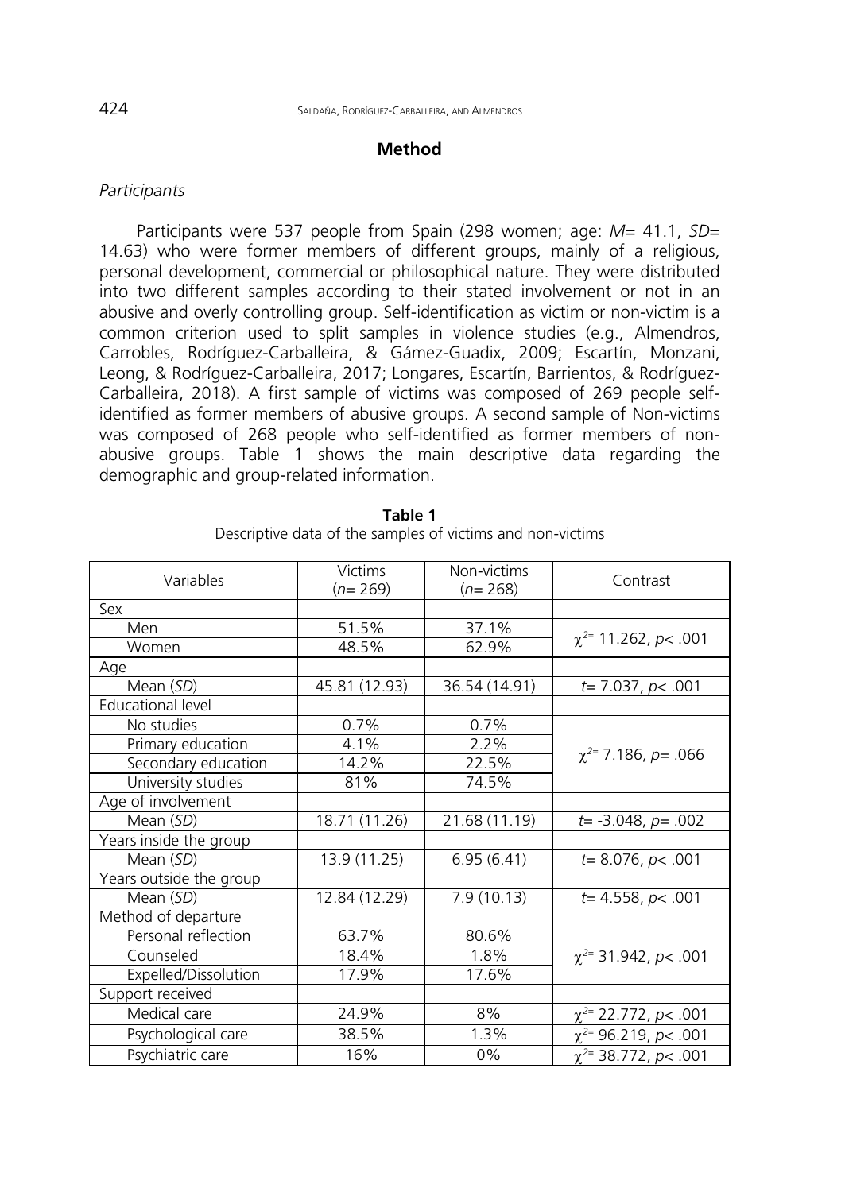## Method

### *Participants*

Participants were 537 people from Spain (298 women; age: $M$= 41.1, $SD$= 14.63) who were former members of different groups, mainly of a religious, personal development, commercial or philosophical nature. They were distributed into two different samples according to their stated involvement or not in an abusive and overly controlling group. Self-identification as victim or non-victim is a common criterion used to split samples in violence studies (e.g., Almendros, Carrobles, Rodríguez-Carballeira, & Gámez-Guadix, 2009; Escartín, Monzani, Leong, & Rodríguez-Carballeira, 2017; Longares, Escartín, Barrientos, & Rodríguez-Carballeira, 2018). A first sample of victims was composed of 269 people self-identified as former members of abusive groups. A second sample of Non-victims was composed of 268 people who self-identified as former members of non-abusive groups. Table 1 shows the main descriptive data regarding the demographic and group-related information.

**Table 1**
Descriptive data of the samples of victims and non-victims

| Variables | Victims ($n$= 269) | Non-victims ($n$= 268) | Contrast |
|---|---|---|---|
| Sex | | | |
| Men | 51.5% | 37.1% | $\chi^2$= 11.262, $p$< .001 |
| Women | 48.5% | 62.9% | |
| Age | | | |
| Mean ($SD$) | 45.81 (12.93) | 36.54 (14.91) | $t$= 7.037, $p$< .001 |
| Educational level | | | |
| No studies | 0.7% | 0.7% | $\chi^2$= 7.186, $p$= .066 |
| Primary education | 4.1% | 2.2% | |
| Secondary education | 14.2% | 22.5% | |
| University studies | 81% | 74.5% | |
| Age of involvement | | | |
| Mean ($SD$) | 18.71 (11.26) | 21.68 (11.19) | $t$= -3.048, $p$= .002 |
| Years inside the group | | | |
| Mean ($SD$) | 13.9 (11.25) | 6.95 (6.41) | $t$= 8.076, $p$< .001 |
| Years outside the group | | | |
| Mean ($SD$) | 12.84 (12.29) | 7.9 (10.13) | $t$= 4.558, $p$< .001 |
| Method of departure | | | |
| Personal reflection | 63.7% | 80.6% | $\chi^2$= 31.942, $p$< .001 |
| Counseled | 18.4% | 1.8% | |
| Expelled/Dissolution | 17.9% | 17.6% | |
| Support received | | | |
| Medical care | 24.9% | 8% | $\chi^2$= 22.772, $p$< .001 |
| Psychological care | 38.5% | 1.3% | $\chi^2$= 96.219, $p$< .001 |
| Psychiatric care | 16% | 0% | $\chi^2$= 38.772, $p$< .001 |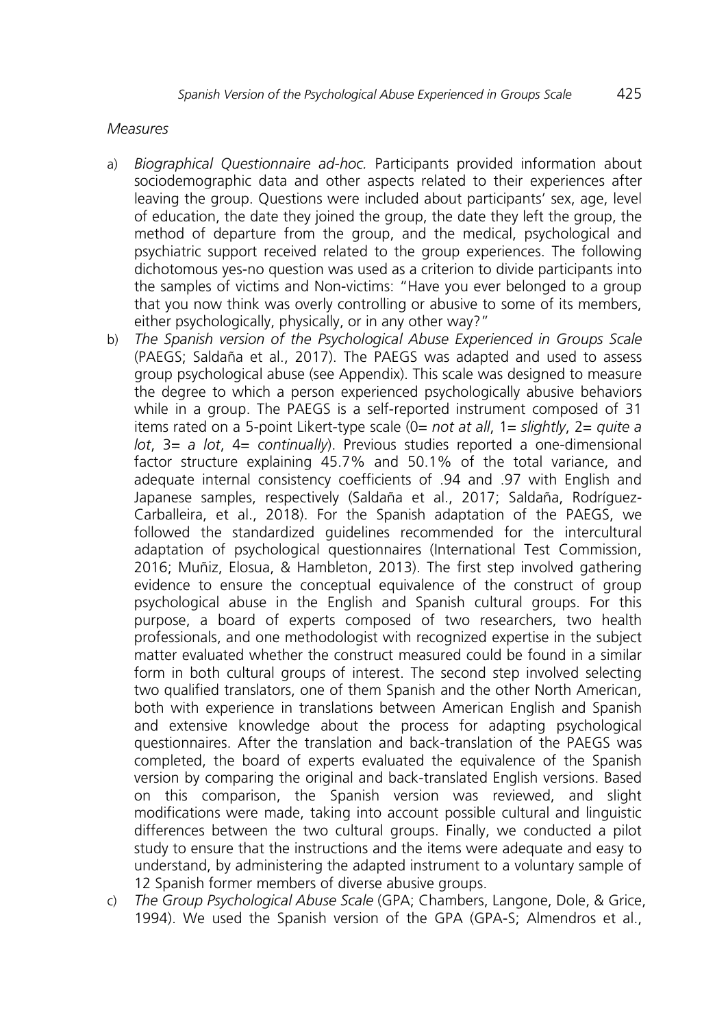*Measures*

a) *Biographical Questionnaire ad-hoc.* Participants provided information about sociodemographic data and other aspects related to their experiences after leaving the group. Questions were included about participants' sex, age, level of education, the date they joined the group, the date they left the group, the method of departure from the group, and the medical, psychological and psychiatric support received related to the group experiences. The following dichotomous yes-no question was used as a criterion to divide participants into the samples of victims and Non-victims: "Have you ever belonged to a group that you now think was overly controlling or abusive to some of its members, either psychologically, physically, or in any other way?"

b) *The Spanish version of the Psychological Abuse Experienced in Groups Scale* (PAEGS; Saldaña et al., 2017). The PAEGS was adapted and used to assess group psychological abuse (see Appendix). This scale was designed to measure the degree to which a person experienced psychologically abusive behaviors while in a group. The PAEGS is a self-reported instrument composed of 31 items rated on a 5-point Likert-type scale (0= *not at all*, 1= *slightly*, 2= *quite a lot*, 3= *a lot*, 4= *continually*). Previous studies reported a one-dimensional factor structure explaining 45.7% and 50.1% of the total variance, and adequate internal consistency coefficients of .94 and .97 with English and Japanese samples, respectively (Saldaña et al., 2017; Saldaña, Rodríguez-Carballeira, et al., 2018). For the Spanish adaptation of the PAEGS, we followed the standardized guidelines recommended for the intercultural adaptation of psychological questionnaires (International Test Commission, 2016; Muñiz, Elosua, & Hambleton, 2013). The first step involved gathering evidence to ensure the conceptual equivalence of the construct of group psychological abuse in the English and Spanish cultural groups. For this purpose, a board of experts composed of two researchers, two health professionals, and one methodologist with recognized expertise in the subject matter evaluated whether the construct measured could be found in a similar form in both cultural groups of interest. The second step involved selecting two qualified translators, one of them Spanish and the other North American, both with experience in translations between American English and Spanish and extensive knowledge about the process for adapting psychological questionnaires. After the translation and back-translation of the PAEGS was completed, the board of experts evaluated the equivalence of the Spanish version by comparing the original and back-translated English versions. Based on this comparison, the Spanish version was reviewed, and slight modifications were made, taking into account possible cultural and linguistic differences between the two cultural groups. Finally, we conducted a pilot study to ensure that the instructions and the items were adequate and easy to understand, by administering the adapted instrument to a voluntary sample of 12 Spanish former members of diverse abusive groups.

c) *The Group Psychological Abuse Scale* (GPA; Chambers, Langone, Dole, & Grice, 1994). We used the Spanish version of the GPA (GPA-S; Almendros et al.,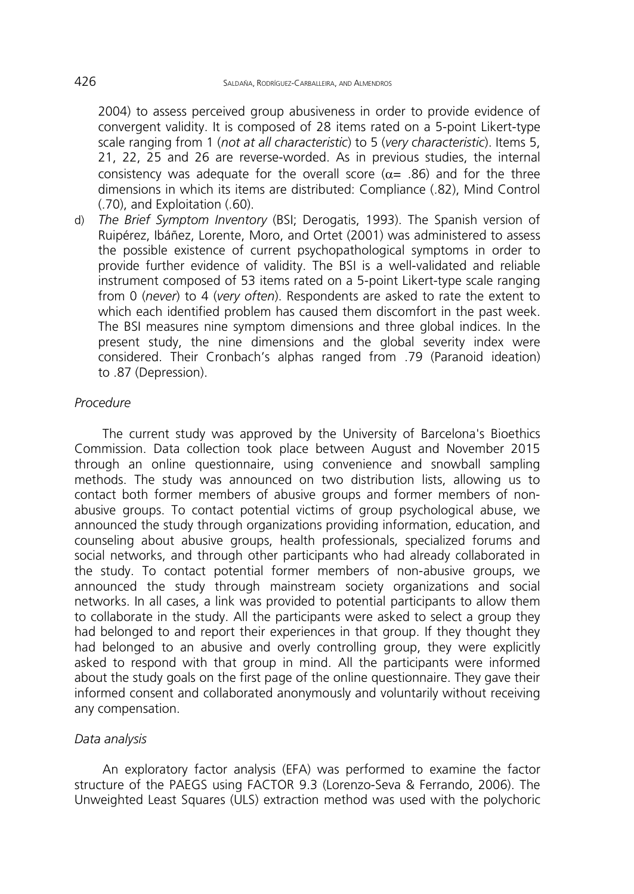2004) to assess perceived group abusiveness in order to provide evidence of convergent validity. It is composed of 28 items rated on a 5-point Likert-type scale ranging from 1 (*not at all characteristic*) to 5 (*very characteristic*). Items 5, 21, 22, 25 and 26 are reverse-worded. As in previous studies, the internal consistency was adequate for the overall score ($\alpha$= .86) and for the three dimensions in which its items are distributed: Compliance (.82), Mind Control (.70), and Exploitation (.60).

d) *The Brief Symptom Inventory* (BSI; Derogatis, 1993). The Spanish version of Ruipérez, Ibáñez, Lorente, Moro, and Ortet (2001) was administered to assess the possible existence of current psychopathological symptoms in order to provide further evidence of validity. The BSI is a well-validated and reliable instrument composed of 53 items rated on a 5-point Likert-type scale ranging from 0 (*never*) to 4 (*very often*). Respondents are asked to rate the extent to which each identified problem has caused them discomfort in the past week. The BSI measures nine symptom dimensions and three global indices. In the present study, the nine dimensions and the global severity index were considered. Their Cronbach's alphas ranged from .79 (Paranoid ideation) to .87 (Depression).

### *Procedure*

The current study was approved by the University of Barcelona's Bioethics Commission. Data collection took place between August and November 2015 through an online questionnaire, using convenience and snowball sampling methods. The study was announced on two distribution lists, allowing us to contact both former members of abusive groups and former members of non-abusive groups. To contact potential victims of group psychological abuse, we announced the study through organizations providing information, education, and counseling about abusive groups, health professionals, specialized forums and social networks, and through other participants who had already collaborated in the study. To contact potential former members of non-abusive groups, we announced the study through mainstream society organizations and social networks. In all cases, a link was provided to potential participants to allow them to collaborate in the study. All the participants were asked to select a group they had belonged to and report their experiences in that group. If they thought they had belonged to an abusive and overly controlling group, they were explicitly asked to respond with that group in mind. All the participants were informed about the study goals on the first page of the online questionnaire. They gave their informed consent and collaborated anonymously and voluntarily without receiving any compensation.

### *Data analysis*

An exploratory factor analysis (EFA) was performed to examine the factor structure of the PAEGS using FACTOR 9.3 (Lorenzo-Seva & Ferrando, 2006). The Unweighted Least Squares (ULS) extraction method was used with the polychoric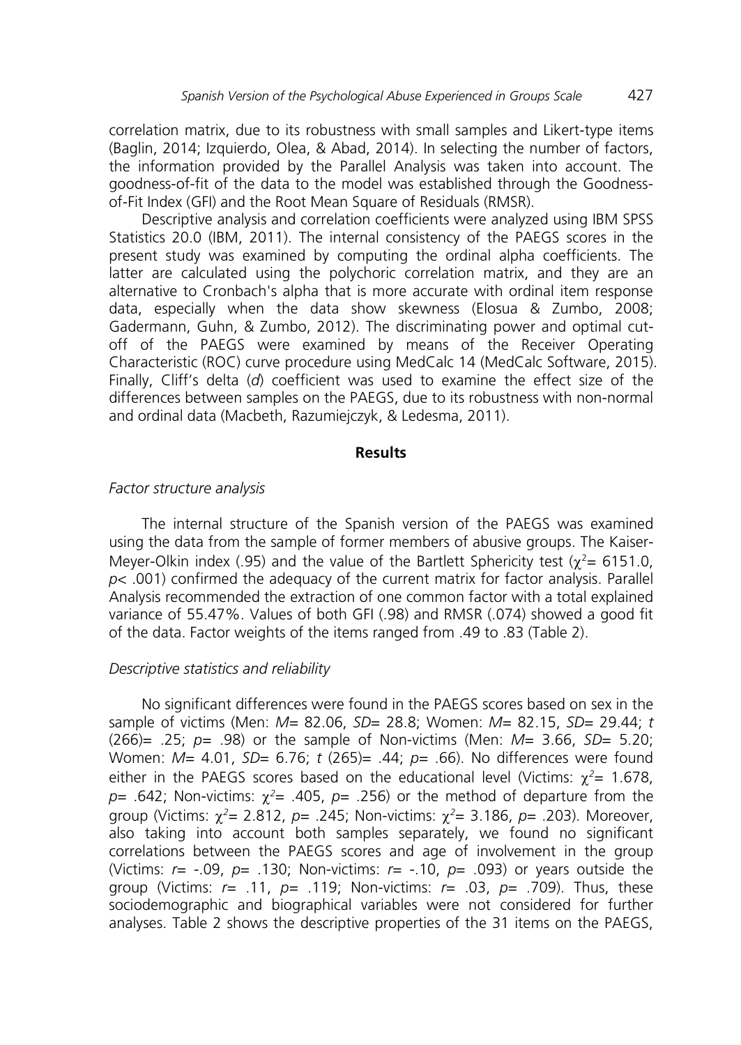correlation matrix, due to its robustness with small samples and Likert-type items (Baglin, 2014; Izquierdo, Olea, & Abad, 2014). In selecting the number of factors, the information provided by the Parallel Analysis was taken into account. The goodness-of-fit of the data to the model was established through the Goodness-of-Fit Index (GFI) and the Root Mean Square of Residuals (RMSR).

Descriptive analysis and correlation coefficients were analyzed using IBM SPSS Statistics 20.0 (IBM, 2011). The internal consistency of the PAEGS scores in the present study was examined by computing the ordinal alpha coefficients. The latter are calculated using the polychoric correlation matrix, and they are an alternative to Cronbach's alpha that is more accurate with ordinal item response data, especially when the data show skewness (Elosua & Zumbo, 2008; Gadermann, Guhn, & Zumbo, 2012). The discriminating power and optimal cut-off of the PAEGS were examined by means of the Receiver Operating Characteristic (ROC) curve procedure using MedCalc 14 (MedCalc Software, 2015). Finally, Cliff's delta (*d*) coefficient was used to examine the effect size of the differences between samples on the PAEGS, due to its robustness with non-normal and ordinal data (Macbeth, Razumiejczyk, & Ledesma, 2011).

## Results

### *Factor structure analysis*

The internal structure of the Spanish version of the PAEGS was examined using the data from the sample of former members of abusive groups. The Kaiser-Meyer-Olkin index (.95) and the value of the Bartlett Sphericity test ($\chi^2$= 6151.0, $p$< .001) confirmed the adequacy of the current matrix for factor analysis. Parallel Analysis recommended the extraction of one common factor with a total explained variance of 55.47%. Values of both GFI (.98) and RMSR (.074) showed a good fit of the data. Factor weights of the items ranged from .49 to .83 (Table 2).

### *Descriptive statistics and reliability*

No significant differences were found in the PAEGS scores based on sex in the sample of victims (Men: $M$= 82.06, $SD$= 28.8; Women: $M$= 82.15, $SD$= 29.44; $t$ (266)= .25; $p$= .98) or the sample of Non-victims (Men: $M$= 3.66, $SD$= 5.20; Women: $M$= 4.01, $SD$= 6.76; $t$ (265)= .44; $p$= .66). No differences were found either in the PAEGS scores based on the educational level (Victims: $\chi^2$= 1.678, $p$= .642; Non-victims: $\chi^2$= .405, $p$= .256) or the method of departure from the group (Victims: $\chi^2$= 2.812, $p$= .245; Non-victims: $\chi^2$= 3.186, $p$= .203). Moreover, also taking into account both samples separately, we found no significant correlations between the PAEGS scores and age of involvement in the group (Victims: $r$= -.09, $p$= .130; Non-victims: $r$= -.10, $p$= .093) or years outside the group (Victims: $r$= .11, $p$= .119; Non-victims: $r$= .03, $p$= .709). Thus, these sociodemographic and biographical variables were not considered for further analyses. Table 2 shows the descriptive properties of the 31 items on the PAEGS,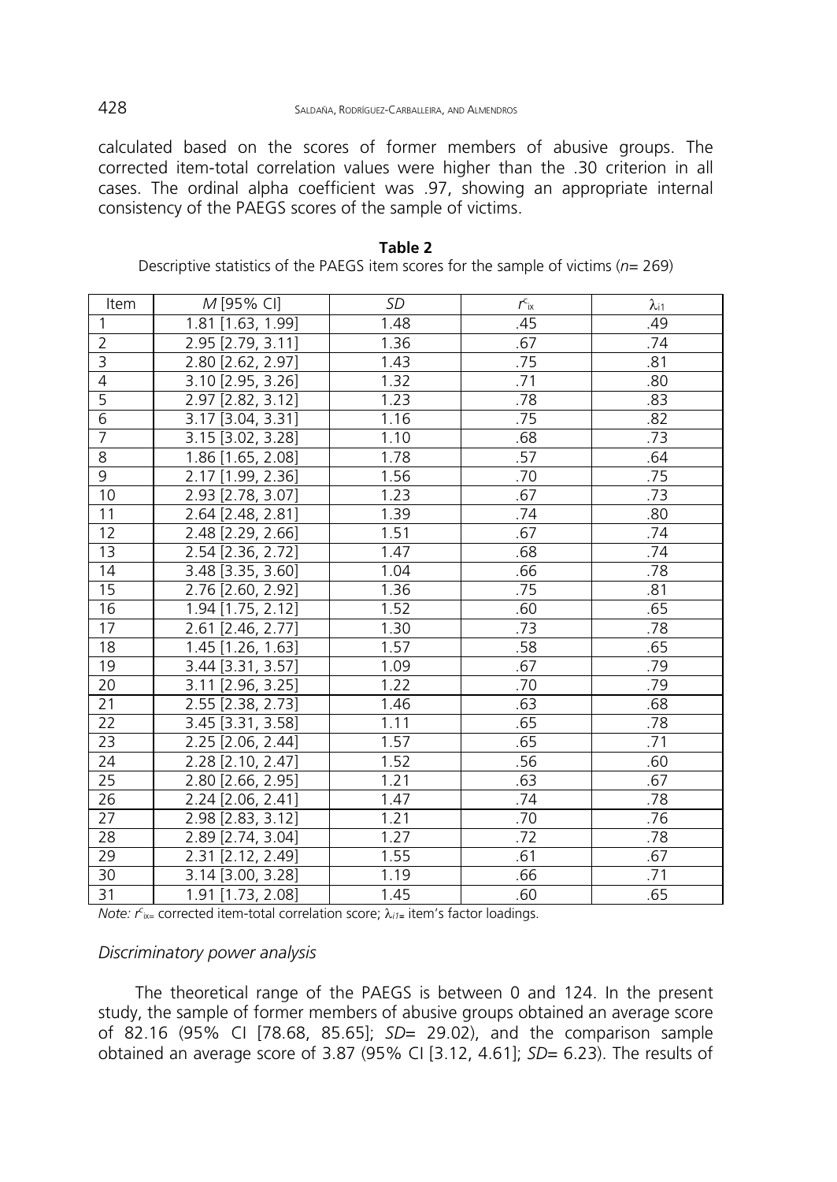calculated based on the scores of former members of abusive groups. The corrected item-total correlation values were higher than the .30 criterion in all cases. The ordinal alpha coefficient was .97, showing an appropriate internal consistency of the PAEGS scores of the sample of victims.

**Table 2**
Descriptive statistics of the PAEGS item scores for the sample of victims (*n*= 269)

| Item | *M* [95% CI] | *SD* | $r^c_{ix}$ | $\lambda_{i1}$ |
|---|---|---|---|---|
| 1 | 1.81 [1.63, 1.99] | 1.48 | .45 | .49 |
| 2 | 2.95 [2.79, 3.11] | 1.36 | .67 | .74 |
| 3 | 2.80 [2.62, 2.97] | 1.43 | .75 | .81 |
| 4 | 3.10 [2.95, 3.26] | 1.32 | .71 | .80 |
| 5 | 2.97 [2.82, 3.12] | 1.23 | .78 | .83 |
| 6 | 3.17 [3.04, 3.31] | 1.16 | .75 | .82 |
| 7 | 3.15 [3.02, 3.28] | 1.10 | .68 | .73 |
| 8 | 1.86 [1.65, 2.08] | 1.78 | .57 | .64 |
| 9 | 2.17 [1.99, 2.36] | 1.56 | .70 | .75 |
| 10 | 2.93 [2.78, 3.07] | 1.23 | .67 | .73 |
| 11 | 2.64 [2.48, 2.81] | 1.39 | .74 | .80 |
| 12 | 2.48 [2.29, 2.66] | 1.51 | .67 | .74 |
| 13 | 2.54 [2.36, 2.72] | 1.47 | .68 | .74 |
| 14 | 3.48 [3.35, 3.60] | 1.04 | .66 | .78 |
| 15 | 2.76 [2.60, 2.92] | 1.36 | .75 | .81 |
| 16 | 1.94 [1.75, 2.12] | 1.52 | .60 | .65 |
| 17 | 2.61 [2.46, 2.77] | 1.30 | .73 | .78 |
| 18 | 1.45 [1.26, 1.63] | 1.57 | .58 | .65 |
| 19 | 3.44 [3.31, 3.57] | 1.09 | .67 | .79 |
| 20 | 3.11 [2.96, 3.25] | 1.22 | .70 | .79 |
| 21 | 2.55 [2.38, 2.73] | 1.46 | .63 | .68 |
| 22 | 3.45 [3.31, 3.58] | 1.11 | .65 | .78 |
| 23 | 2.25 [2.06, 2.44] | 1.57 | .65 | .71 |
| 24 | 2.28 [2.10, 2.47] | 1.52 | .56 | .60 |
| 25 | 2.80 [2.66, 2.95] | 1.21 | .63 | .67 |
| 26 | 2.24 [2.06, 2.41] | 1.47 | .74 | .78 |
| 27 | 2.98 [2.83, 3.12] | 1.21 | .70 | .76 |
| 28 | 2.89 [2.74, 3.04] | 1.27 | .72 | .78 |
| 29 | 2.31 [2.12, 2.49] | 1.55 | .61 | .67 |
| 30 | 3.14 [3.00, 3.28] | 1.19 | .66 | .71 |
| 31 | 1.91 [1.73, 2.08] | 1.45 | .60 | .65 |

*Note:* $r^c_{ix}$= corrected item-total correlation score; $\lambda_{i1}$= item's factor loadings.

### *Discriminatory power analysis*

The theoretical range of the PAEGS is between 0 and 124. In the present study, the sample of former members of abusive groups obtained an average score of 82.16 (95% CI [78.68, 85.65]; *SD*= 29.02), and the comparison sample obtained an average score of 3.87 (95% CI [3.12, 4.61]; *SD*= 6.23). The results of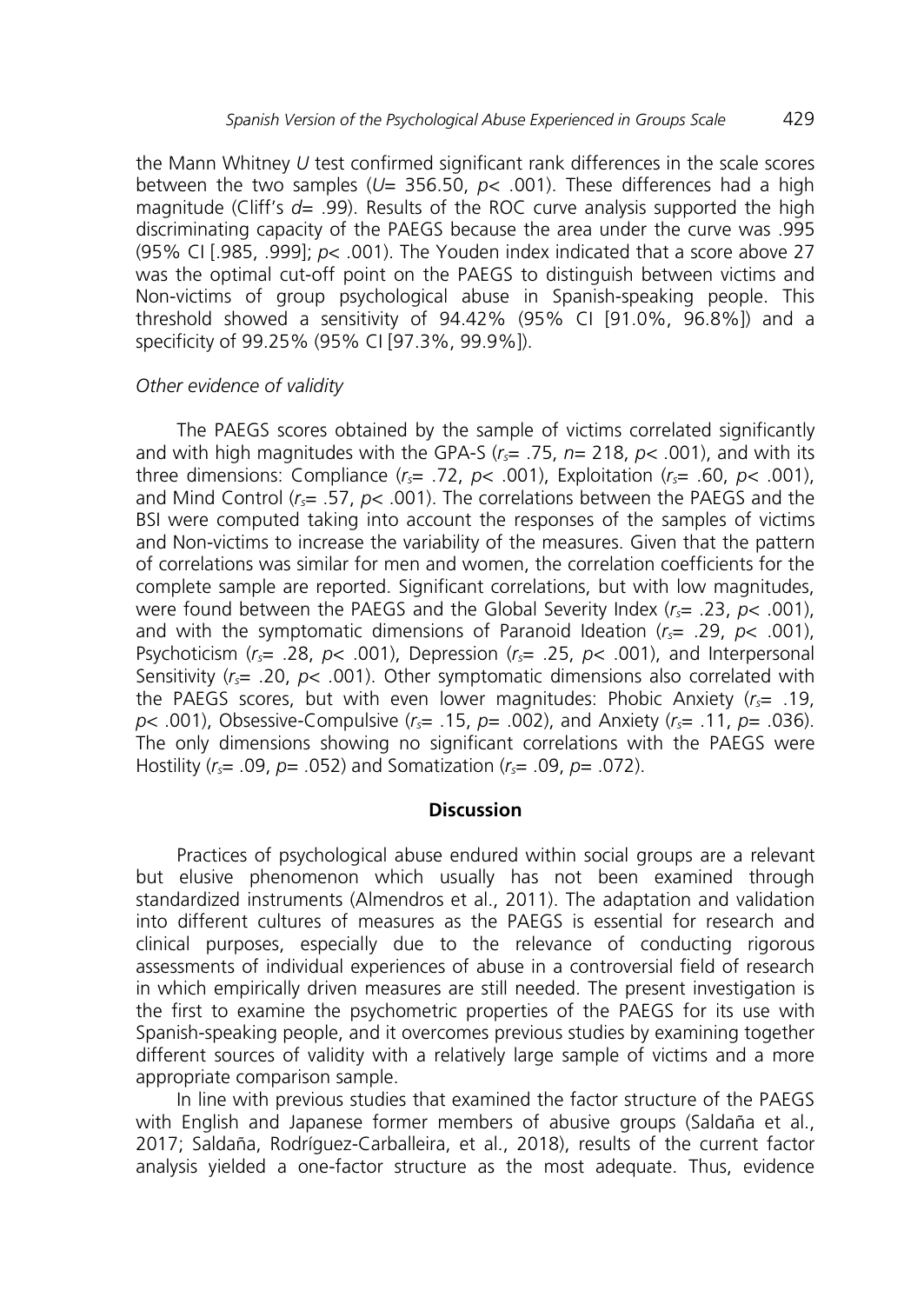the Mann Whitney *U* test confirmed significant rank differences in the scale scores between the two samples ($U$= 356.50, $p$< .001). These differences had a high magnitude (Cliff's $d$= .99). Results of the ROC curve analysis supported the high discriminating capacity of the PAEGS because the area under the curve was .995 (95% CI [.985, .999]; $p$< .001). The Youden index indicated that a score above 27 was the optimal cut-off point on the PAEGS to distinguish between victims and Non-victims of group psychological abuse in Spanish-speaking people. This threshold showed a sensitivity of 94.42% (95% CI [91.0%, 96.8%]) and a specificity of 99.25% (95% CI [97.3%, 99.9%]).

### *Other evidence of validity*

The PAEGS scores obtained by the sample of victims correlated significantly and with high magnitudes with the GPA-S ($r_s$= .75, $n$= 218, $p$< .001), and with its three dimensions: Compliance ($r_s$= .72, $p$< .001), Exploitation ($r_s$= .60, $p$< .001), and Mind Control ($r_s$= .57, $p$< .001). The correlations between the PAEGS and the BSI were computed taking into account the responses of the samples of victims and Non-victims to increase the variability of the measures. Given that the pattern of correlations was similar for men and women, the correlation coefficients for the complete sample are reported. Significant correlations, but with low magnitudes, were found between the PAEGS and the Global Severity Index ($r_s$= .23, $p$< .001), and with the symptomatic dimensions of Paranoid Ideation ($r_s$= .29, $p$< .001), Psychoticism ($r_s$= .28, $p$< .001), Depression ($r_s$= .25, $p$< .001), and Interpersonal Sensitivity ($r_s$= .20, $p$< .001). Other symptomatic dimensions also correlated with the PAEGS scores, but with even lower magnitudes: Phobic Anxiety ($r_s$= .19, $p$< .001), Obsessive-Compulsive ($r_s$= .15, $p$= .002), and Anxiety ($r_s$= .11, $p$= .036). The only dimensions showing no significant correlations with the PAEGS were Hostility ($r_s$= .09, $p$= .052) and Somatization ($r_s$= .09, $p$= .072).

## Discussion

Practices of psychological abuse endured within social groups are a relevant but elusive phenomenon which usually has not been examined through standardized instruments (Almendros et al., 2011). The adaptation and validation into different cultures of measures as the PAEGS is essential for research and clinical purposes, especially due to the relevance of conducting rigorous assessments of individual experiences of abuse in a controversial field of research in which empirically driven measures are still needed. The present investigation is the first to examine the psychometric properties of the PAEGS for its use with Spanish-speaking people, and it overcomes previous studies by examining together different sources of validity with a relatively large sample of victims and a more appropriate comparison sample.

In line with previous studies that examined the factor structure of the PAEGS with English and Japanese former members of abusive groups (Saldaña et al., 2017; Saldaña, Rodríguez-Carballeira, et al., 2018), results of the current factor analysis yielded a one-factor structure as the most adequate. Thus, evidence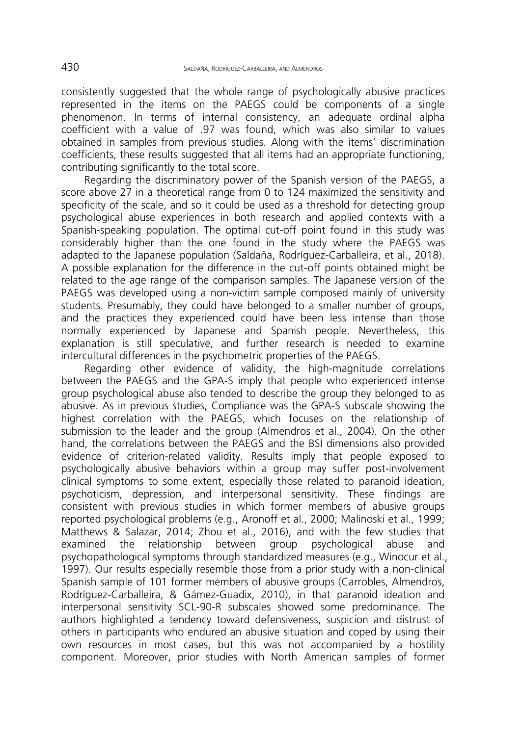consistently suggested that the whole range of psychologically abusive practices represented in the items on the PAEGS could be components of a single phenomenon. In terms of internal consistency, an adequate ordinal alpha coefficient with a value of .97 was found, which was also similar to values obtained in samples from previous studies. Along with the items' discrimination coefficients, these results suggested that all items had an appropriate functioning, contributing significantly to the total score.

Regarding the discriminatory power of the Spanish version of the PAEGS, a score above 27 in a theoretical range from 0 to 124 maximized the sensitivity and specificity of the scale, and so it could be used as a threshold for detecting group psychological abuse experiences in both research and applied contexts with a Spanish-speaking population. The optimal cut-off point found in this study was considerably higher than the one found in the study where the PAEGS was adapted to the Japanese population (Saldaña, Rodríguez-Carballeira, et al., 2018). A possible explanation for the difference in the cut-off points obtained might be related to the age range of the comparison samples. The Japanese version of the PAEGS was developed using a non-victim sample composed mainly of university students. Presumably, they could have belonged to a smaller number of groups, and the practices they experienced could have been less intense than those normally experienced by Japanese and Spanish people. Nevertheless, this explanation is still speculative, and further research is needed to examine intercultural differences in the psychometric properties of the PAEGS.

Regarding other evidence of validity, the high-magnitude correlations between the PAEGS and the GPA-S imply that people who experienced intense group psychological abuse also tended to describe the group they belonged to as abusive. As in previous studies, Compliance was the GPA-S subscale showing the highest correlation with the PAEGS, which focuses on the relationship of submission to the leader and the group (Almendros et al., 2004). On the other hand, the correlations between the PAEGS and the BSI dimensions also provided evidence of criterion-related validity. Results imply that people exposed to psychologically abusive behaviors within a group may suffer post-involvement clinical symptoms to some extent, especially those related to paranoid ideation, psychoticism, depression, and interpersonal sensitivity. These findings are consistent with previous studies in which former members of abusive groups reported psychological problems (e.g., Aronoff et al., 2000; Malinoski et al., 1999; Matthews & Salazar, 2014; Zhou et al., 2016), and with the few studies that examined the relationship between group psychological abuse and psychopathological symptoms through standardized measures (e.g., Winocur et al., 1997). Our results especially resemble those from a prior study with a non-clinical Spanish sample of 101 former members of abusive groups (Carrobles, Almendros, Rodríguez-Carballeira, & Gámez-Guadix, 2010), in that paranoid ideation and interpersonal sensitivity SCL-90-R subscales showed some predominance. The authors highlighted a tendency toward defensiveness, suspicion and distrust of others in participants who endured an abusive situation and coped by using their own resources in most cases, but this was not accompanied by a hostility component. Moreover, prior studies with North American samples of former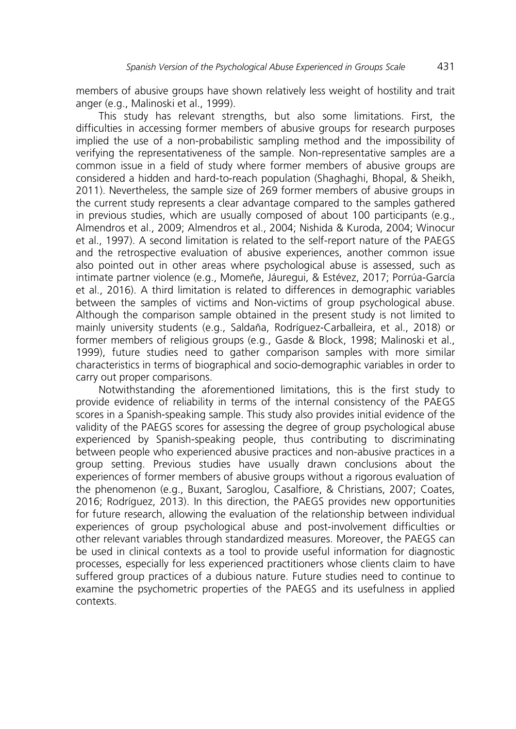members of abusive groups have shown relatively less weight of hostility and trait anger (e.g., Malinoski et al., 1999).

This study has relevant strengths, but also some limitations. First, the difficulties in accessing former members of abusive groups for research purposes implied the use of a non-probabilistic sampling method and the impossibility of verifying the representativeness of the sample. Non-representative samples are a common issue in a field of study where former members of abusive groups are considered a hidden and hard-to-reach population (Shaghaghi, Bhopal, & Sheikh, 2011). Nevertheless, the sample size of 269 former members of abusive groups in the current study represents a clear advantage compared to the samples gathered in previous studies, which are usually composed of about 100 participants (e.g., Almendros et al., 2009; Almendros et al., 2004; Nishida & Kuroda, 2004; Winocur et al., 1997). A second limitation is related to the self-report nature of the PAEGS and the retrospective evaluation of abusive experiences, another common issue also pointed out in other areas where psychological abuse is assessed, such as intimate partner violence (e.g., Momeñe, Jáuregui, & Estévez, 2017; Porrúa-García et al., 2016). A third limitation is related to differences in demographic variables between the samples of victims and Non-victims of group psychological abuse. Although the comparison sample obtained in the present study is not limited to mainly university students (e.g., Saldaña, Rodríguez-Carballeira, et al., 2018) or former members of religious groups (e.g., Gasde & Block, 1998; Malinoski et al., 1999), future studies need to gather comparison samples with more similar characteristics in terms of biographical and socio-demographic variables in order to carry out proper comparisons.

Notwithstanding the aforementioned limitations, this is the first study to provide evidence of reliability in terms of the internal consistency of the PAEGS scores in a Spanish-speaking sample. This study also provides initial evidence of the validity of the PAEGS scores for assessing the degree of group psychological abuse experienced by Spanish-speaking people, thus contributing to discriminating between people who experienced abusive practices and non-abusive practices in a group setting. Previous studies have usually drawn conclusions about the experiences of former members of abusive groups without a rigorous evaluation of the phenomenon (e.g., Buxant, Saroglou, Casalfiore, & Christians, 2007; Coates, 2016; Rodríguez, 2013). In this direction, the PAEGS provides new opportunities for future research, allowing the evaluation of the relationship between individual experiences of group psychological abuse and post-involvement difficulties or other relevant variables through standardized measures. Moreover, the PAEGS can be used in clinical contexts as a tool to provide useful information for diagnostic processes, especially for less experienced practitioners whose clients claim to have suffered group practices of a dubious nature. Future studies need to continue to examine the psychometric properties of the PAEGS and its usefulness in applied contexts.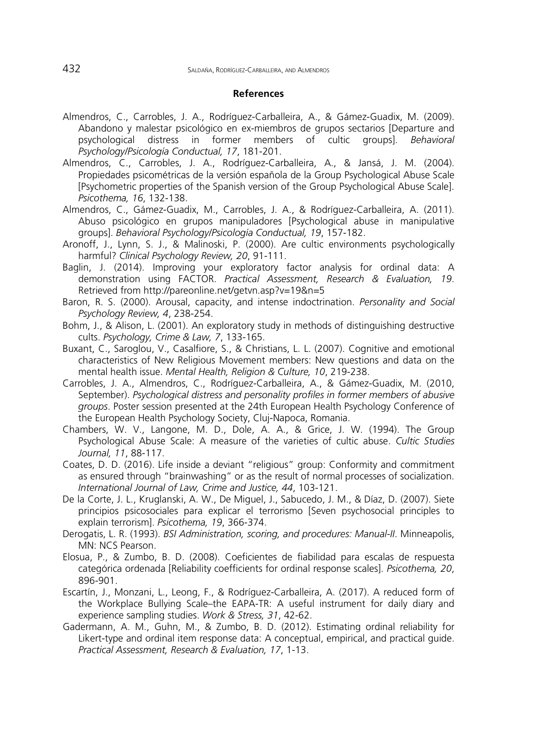## References

Almendros, C., Carrobles, J. A., Rodríguez-Carballeira, A., & Gámez-Guadix, M. (2009). Abandono y malestar psicológico en ex-miembros de grupos sectarios [Departure and psychological distress in former members of cultic groups]. *Behavioral Psychology/Psicología Conductual, 17*, 181-201.

Almendros, C., Carrobles, J. A., Rodríguez-Carballeira, A., & Jansá, J. M. (2004). Propiedades psicométricas de la versión española de la Group Psychological Abuse Scale [Psychometric properties of the Spanish version of the Group Psychological Abuse Scale]. *Psicothema, 16*, 132-138.

Almendros, C., Gámez-Guadix, M., Carrobles, J. A., & Rodríguez-Carballeira, A. (2011). Abuso psicológico en grupos manipuladores [Psychological abuse in manipulative groups]. *Behavioral Psychology/Psicología Conductual, 19*, 157-182.

Aronoff, J., Lynn, S. J., & Malinoski, P. (2000). Are cultic environments psychologically harmful? *Clinical Psychology Review, 20*, 91-111.

Baglin, J. (2014). Improving your exploratory factor analysis for ordinal data: A demonstration using FACTOR. *Practical Assessment, Research & Evaluation, 19*. Retrieved from http://pareonline.net/getvn.asp?v=19&n=5

Baron, R. S. (2000). Arousal, capacity, and intense indoctrination. *Personality and Social Psychology Review, 4*, 238-254.

Bohm, J., & Alison, L. (2001). An exploratory study in methods of distinguishing destructive cults. *Psychology, Crime & Law, 7*, 133-165.

Buxant, C., Saroglou, V., Casalfiore, S., & Christians, L. L. (2007). Cognitive and emotional characteristics of New Religious Movement members: New questions and data on the mental health issue. *Mental Health, Religion & Culture, 10*, 219-238.

Carrobles, J. A., Almendros, C., Rodríguez-Carballeira, A., & Gámez-Guadix, M. (2010, September). *Psychological distress and personality profiles in former members of abusive groups*. Poster session presented at the 24th European Health Psychology Conference of the European Health Psychology Society, Cluj-Napoca, Romania.

Chambers, W. V., Langone, M. D., Dole, A. A., & Grice, J. W. (1994). The Group Psychological Abuse Scale: A measure of the varieties of cultic abuse. *Cultic Studies Journal, 11*, 88-117.

Coates, D. D. (2016). Life inside a deviant "religious" group: Conformity and commitment as ensured through "brainwashing" or as the result of normal processes of socialization. *International Journal of Law, Crime and Justice, 44*, 103-121.

De la Corte, J. L., Kruglanski, A. W., De Miguel, J., Sabucedo, J. M., & Díaz, D. (2007). Siete principios psicosociales para explicar el terrorismo [Seven psychosocial principles to explain terrorism]. *Psicothema, 19*, 366-374.

Derogatis, L. R. (1993). *BSI Administration, scoring, and procedures: Manual-II*. Minneapolis, MN: NCS Pearson.

Elosua, P., & Zumbo, B. D. (2008). Coeficientes de fiabilidad para escalas de respuesta categórica ordenada [Reliability coefficients for ordinal response scales]. *Psicothema, 20*, 896-901.

Escartín, J., Monzani, L., Leong, F., & Rodríguez-Carballeira, A. (2017). A reduced form of the Workplace Bullying Scale–the EAPA-TR: A useful instrument for daily diary and experience sampling studies. *Work & Stress, 31*, 42-62.

Gadermann, A. M., Guhn, M., & Zumbo, B. D. (2012). Estimating ordinal reliability for Likert-type and ordinal item response data: A conceptual, empirical, and practical guide. *Practical Assessment, Research & Evaluation, 17*, 1-13.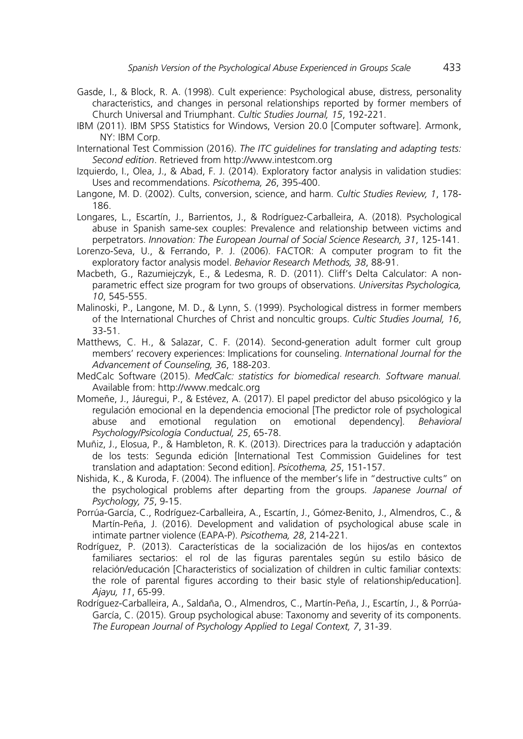Gasde, I., & Block, R. A. (1998). Cult experience: Psychological abuse, distress, personality characteristics, and changes in personal relationships reported by former members of Church Universal and Triumphant. *Cultic Studies Journal, 15*, 192-221.

IBM (2011). IBM SPSS Statistics for Windows, Version 20.0 [Computer software]. Armonk, NY: IBM Corp.

International Test Commission (2016). *The ITC guidelines for translating and adapting tests: Second edition*. Retrieved from http://www.intestcom.org

Izquierdo, I., Olea, J., & Abad, F. J. (2014). Exploratory factor analysis in validation studies: Uses and recommendations. *Psicothema, 26*, 395-400.

Langone, M. D. (2002). Cults, conversion, science, and harm. *Cultic Studies Review, 1*, 178-186.

Longares, L., Escartín, J., Barrientos, J., & Rodríguez-Carballeira, A. (2018). Psychological abuse in Spanish same-sex couples: Prevalence and relationship between victims and perpetrators. *Innovation: The European Journal of Social Science Research, 31*, 125-141.

Lorenzo-Seva, U., & Ferrando, P. J. (2006). FACTOR: A computer program to fit the exploratory factor analysis model. *Behavior Research Methods, 38*, 88-91.

Macbeth, G., Razumiejczyk, E., & Ledesma, R. D. (2011). Cliff's Delta Calculator: A non-parametric effect size program for two groups of observations. *Universitas Psychologica, 10*, 545-555.

Malinoski, P., Langone, M. D., & Lynn, S. (1999). Psychological distress in former members of the International Churches of Christ and noncultic groups. *Cultic Studies Journal, 16*, 33-51.

Matthews, C. H., & Salazar, C. F. (2014). Second-generation adult former cult group members' recovery experiences: Implications for counseling. *International Journal for the Advancement of Counseling, 36*, 188-203.

MedCalc Software (2015). *MedCalc: statistics for biomedical research. Software manual.* Available from: http://www.medcalc.org

Momeñe, J., Jáuregui, P., & Estévez, A. (2017). El papel predictor del abuso psicológico y la regulación emocional en la dependencia emocional [The predictor role of psychological abuse and emotional regulation on emotional dependency]. *Behavioral Psychology/Psicología Conductual, 25*, 65-78.

Muñiz, J., Elosua, P., & Hambleton, R. K. (2013). Directrices para la traducción y adaptación de los tests: Segunda edición [International Test Commission Guidelines for test translation and adaptation: Second edition]. *Psicothema, 25*, 151-157.

Nishida, K., & Kuroda, F. (2004). The influence of the member's life in "destructive cults" on the psychological problems after departing from the groups. *Japanese Journal of Psychology, 75*, 9-15.

Porrúa-García, C., Rodríguez-Carballeira, A., Escartín, J., Gómez-Benito, J., Almendros, C., & Martín-Peña, J. (2016). Development and validation of psychological abuse scale in intimate partner violence (EAPA-P). *Psicothema, 28*, 214-221.

Rodríguez, P. (2013). Características de la socialización de los hijos/as en contextos familiares sectarios: el rol de las figuras parentales según su estilo básico de relación/educación [Characteristics of socialization of children in cultic familiar contexts: the role of parental figures according to their basic style of relationship/education]. *Ajayu, 11*, 65-99.

Rodríguez-Carballeira, A., Saldaña, O., Almendros, C., Martín-Peña, J., Escartín, J., & Porrúa-García, C. (2015). Group psychological abuse: Taxonomy and severity of its components. *The European Journal of Psychology Applied to Legal Context, 7*, 31-39.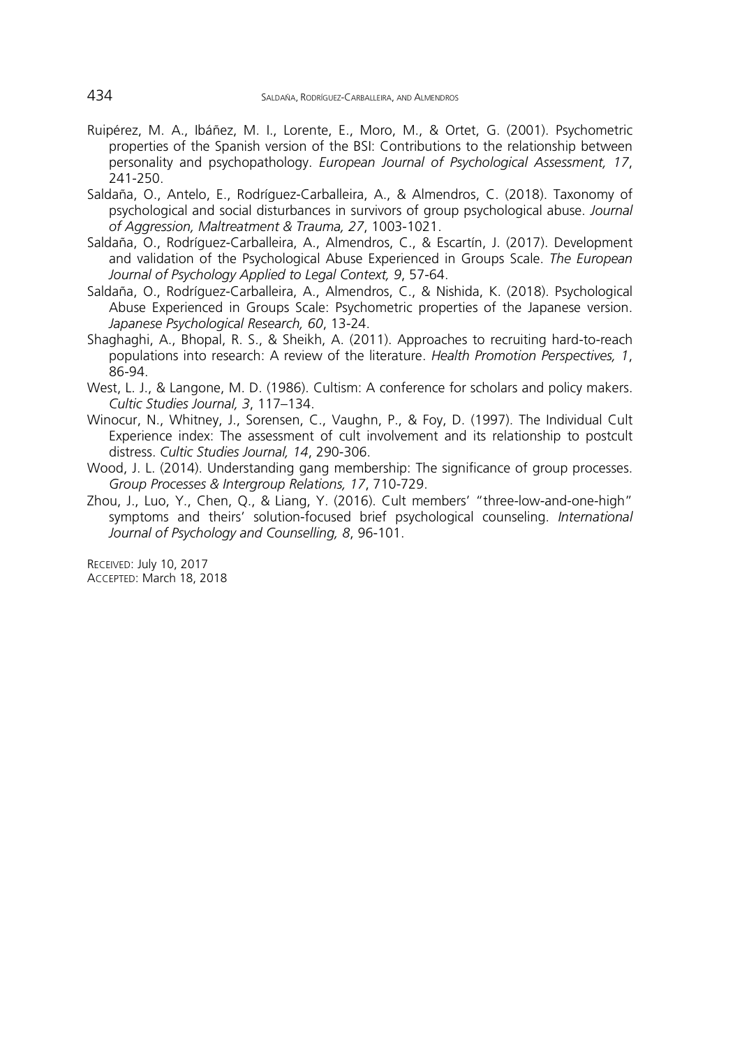Ruipérez, M. A., Ibáñez, M. I., Lorente, E., Moro, M., & Ortet, G. (2001). Psychometric properties of the Spanish version of the BSI: Contributions to the relationship between personality and psychopathology. *European Journal of Psychological Assessment, 17*, 241-250.

Saldaña, O., Antelo, E., Rodríguez-Carballeira, A., & Almendros, C. (2018). Taxonomy of psychological and social disturbances in survivors of group psychological abuse. *Journal of Aggression, Maltreatment & Trauma, 27*, 1003-1021.

Saldaña, O., Rodríguez-Carballeira, A., Almendros, C., & Escartín, J. (2017). Development and validation of the Psychological Abuse Experienced in Groups Scale. *The European Journal of Psychology Applied to Legal Context, 9*, 57-64.

Saldaña, O., Rodríguez-Carballeira, A., Almendros, C., & Nishida, K. (2018). Psychological Abuse Experienced in Groups Scale: Psychometric properties of the Japanese version. *Japanese Psychological Research, 60*, 13-24.

Shaghaghi, A., Bhopal, R. S., & Sheikh, A. (2011). Approaches to recruiting hard-to-reach populations into research: A review of the literature. *Health Promotion Perspectives, 1*, 86-94.

West, L. J., & Langone, M. D. (1986). Cultism: A conference for scholars and policy makers. *Cultic Studies Journal, 3*, 117–134.

Winocur, N., Whitney, J., Sorensen, C., Vaughn, P., & Foy, D. (1997). The Individual Cult Experience index: The assessment of cult involvement and its relationship to postcult distress. *Cultic Studies Journal, 14*, 290-306.

Wood, J. L. (2014). Understanding gang membership: The significance of group processes. *Group Processes & Intergroup Relations, 17*, 710-729.

Zhou, J., Luo, Y., Chen, Q., & Liang, Y. (2016). Cult members' "three-low-and-one-high" symptoms and theirs' solution-focused brief psychological counseling. *International Journal of Psychology and Counselling, 8*, 96-101.

RECEIVED: July 10, 2017
ACCEPTED: March 18, 2018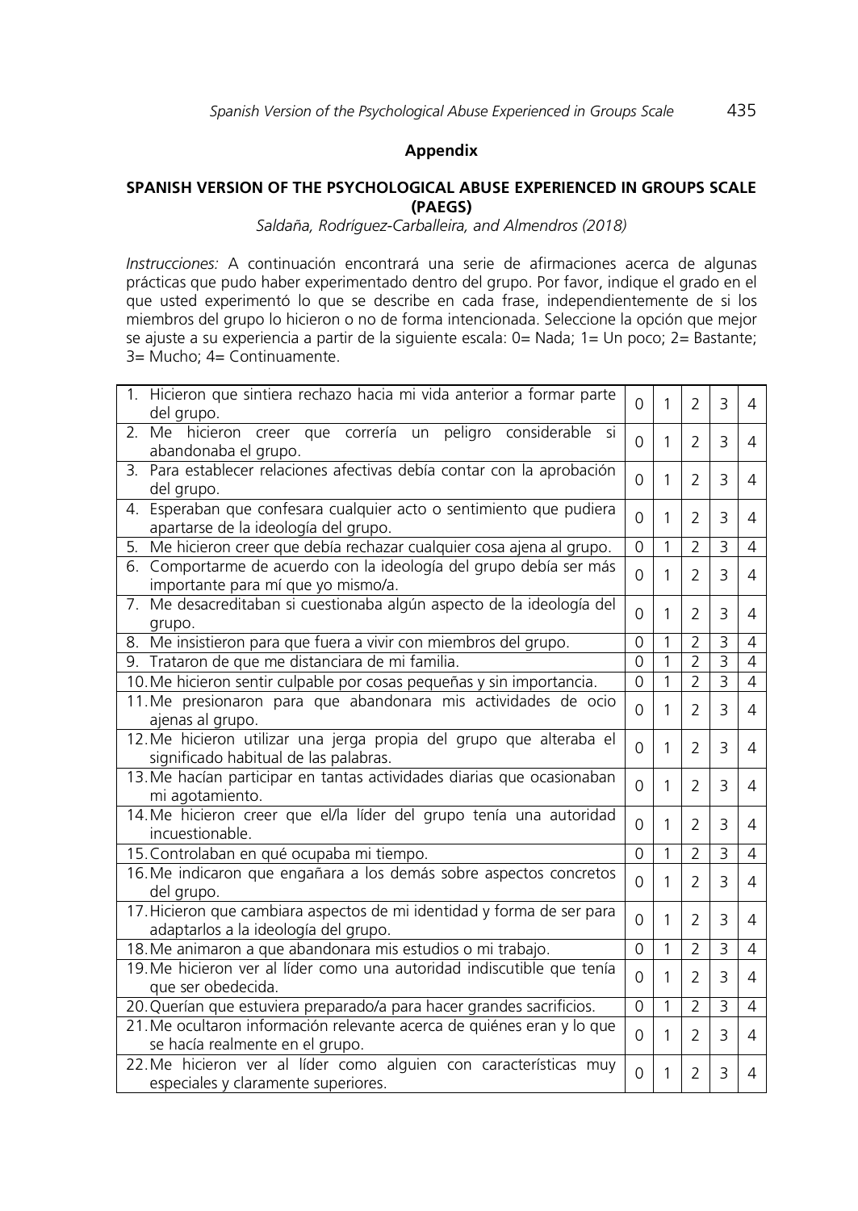## Appendix

### SPANISH VERSION OF THE PSYCHOLOGICAL ABUSE EXPERIENCED IN GROUPS SCALE (PAEGS)

*Saldaña, Rodríguez-Carballeira, and Almendros (2018)*

*Instrucciones:* A continuación encontrará una serie de afirmaciones acerca de algunas prácticas que pudo haber experimentado dentro del grupo. Por favor, indique el grado en el que usted experimentó lo que se describe en cada frase, independientemente de si los miembros del grupo lo hicieron o no de forma intencionada. Seleccione la opción que mejor se ajuste a su experiencia a partir de la siguiente escala: 0= Nada; 1= Un poco; 2= Bastante; 3= Mucho; 4= Continuamente.

| | | | | | |
|---|---|---|---|---|---|
| 1. Hicieron que sintiera rechazo hacia mi vida anterior a formar parte del grupo. | 0 | 1 | 2 | 3 | 4 |
| 2. Me hicieron creer que correría un peligro considerable si abandonaba el grupo. | 0 | 1 | 2 | 3 | 4 |
| 3. Para establecer relaciones afectivas debía contar con la aprobación del grupo. | 0 | 1 | 2 | 3 | 4 |
| 4. Esperaban que confesara cualquier acto o sentimiento que pudiera apartarse de la ideología del grupo. | 0 | 1 | 2 | 3 | 4 |
| 5. Me hicieron creer que debía rechazar cualquier cosa ajena al grupo. | 0 | 1 | 2 | 3 | 4 |
| 6. Comportarme de acuerdo con la ideología del grupo debía ser más importante para mí que yo mismo/a. | 0 | 1 | 2 | 3 | 4 |
| 7. Me desacreditaban si cuestionaba algún aspecto de la ideología del grupo. | 0 | 1 | 2 | 3 | 4 |
| 8. Me insistieron para que fuera a vivir con miembros del grupo. | 0 | 1 | 2 | 3 | 4 |
| 9. Trataron de que me distanciara de mi familia. | 0 | 1 | 2 | 3 | 4 |
| 10. Me hicieron sentir culpable por cosas pequeñas y sin importancia. | 0 | 1 | 2 | 3 | 4 |
| 11. Me presionaron para que abandonara mis actividades de ocio ajenas al grupo. | 0 | 1 | 2 | 3 | 4 |
| 12. Me hicieron utilizar una jerga propia del grupo que alteraba el significado habitual de las palabras. | 0 | 1 | 2 | 3 | 4 |
| 13. Me hacían participar en tantas actividades diarias que ocasionaban mi agotamiento. | 0 | 1 | 2 | 3 | 4 |
| 14. Me hicieron creer que el/la líder del grupo tenía una autoridad incuestionable. | 0 | 1 | 2 | 3 | 4 |
| 15. Controlaban en qué ocupaba mi tiempo. | 0 | 1 | 2 | 3 | 4 |
| 16. Me indicaron que engañara a los demás sobre aspectos concretos del grupo. | 0 | 1 | 2 | 3 | 4 |
| 17. Hicieron que cambiara aspectos de mi identidad y forma de ser para adaptarlos a la ideología del grupo. | 0 | 1 | 2 | 3 | 4 |
| 18. Me animaron a que abandonara mis estudios o mi trabajo. | 0 | 1 | 2 | 3 | 4 |
| 19. Me hicieron ver al líder como una autoridad indiscutible que tenía que ser obedecida. | 0 | 1 | 2 | 3 | 4 |
| 20. Querían que estuviera preparado/a para hacer grandes sacrificios. | 0 | 1 | 2 | 3 | 4 |
| 21. Me ocultaron información relevante acerca de quiénes eran y lo que se hacía realmente en el grupo. | 0 | 1 | 2 | 3 | 4 |
| 22. Me hicieron ver al líder como alguien con características muy especiales y claramente superiores. | 0 | 1 | 2 | 3 | 4 |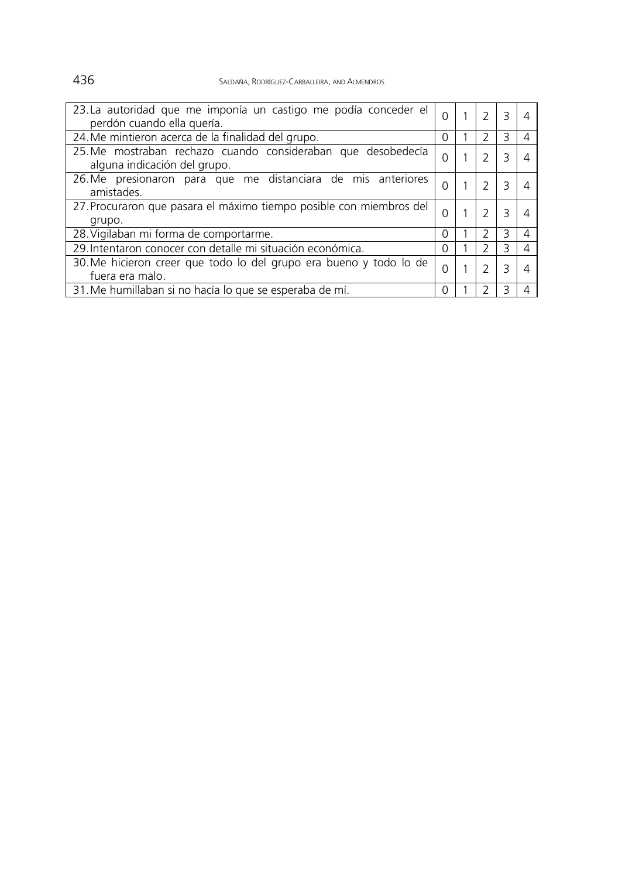| | | | | | |
|---|---|---|---|---|---|
| 23. La autoridad que me imponía un castigo me podía conceder el perdón cuando ella quería. | 0 | 1 | 2 | 3 | 4 |
| 24. Me mintieron acerca de la finalidad del grupo. | 0 | 1 | 2 | 3 | 4 |
| 25. Me mostraban rechazo cuando consideraban que desobedecía alguna indicación del grupo. | 0 | 1 | 2 | 3 | 4 |
| 26. Me presionaron para que me distanciara de mis anteriores amistades. | 0 | 1 | 2 | 3 | 4 |
| 27. Procuraron que pasara el máximo tiempo posible con miembros del grupo. | 0 | 1 | 2 | 3 | 4 |
| 28. Vigilaban mi forma de comportarme. | 0 | 1 | 2 | 3 | 4 |
| 29. Intentaron conocer con detalle mi situación económica. | 0 | 1 | 2 | 3 | 4 |
| 30. Me hicieron creer que todo lo del grupo era bueno y todo lo de fuera era malo. | 0 | 1 | 2 | 3 | 4 |
| 31. Me humillaban si no hacía lo que se esperaba de mí. | 0 | 1 | 2 | 3 | 4 |